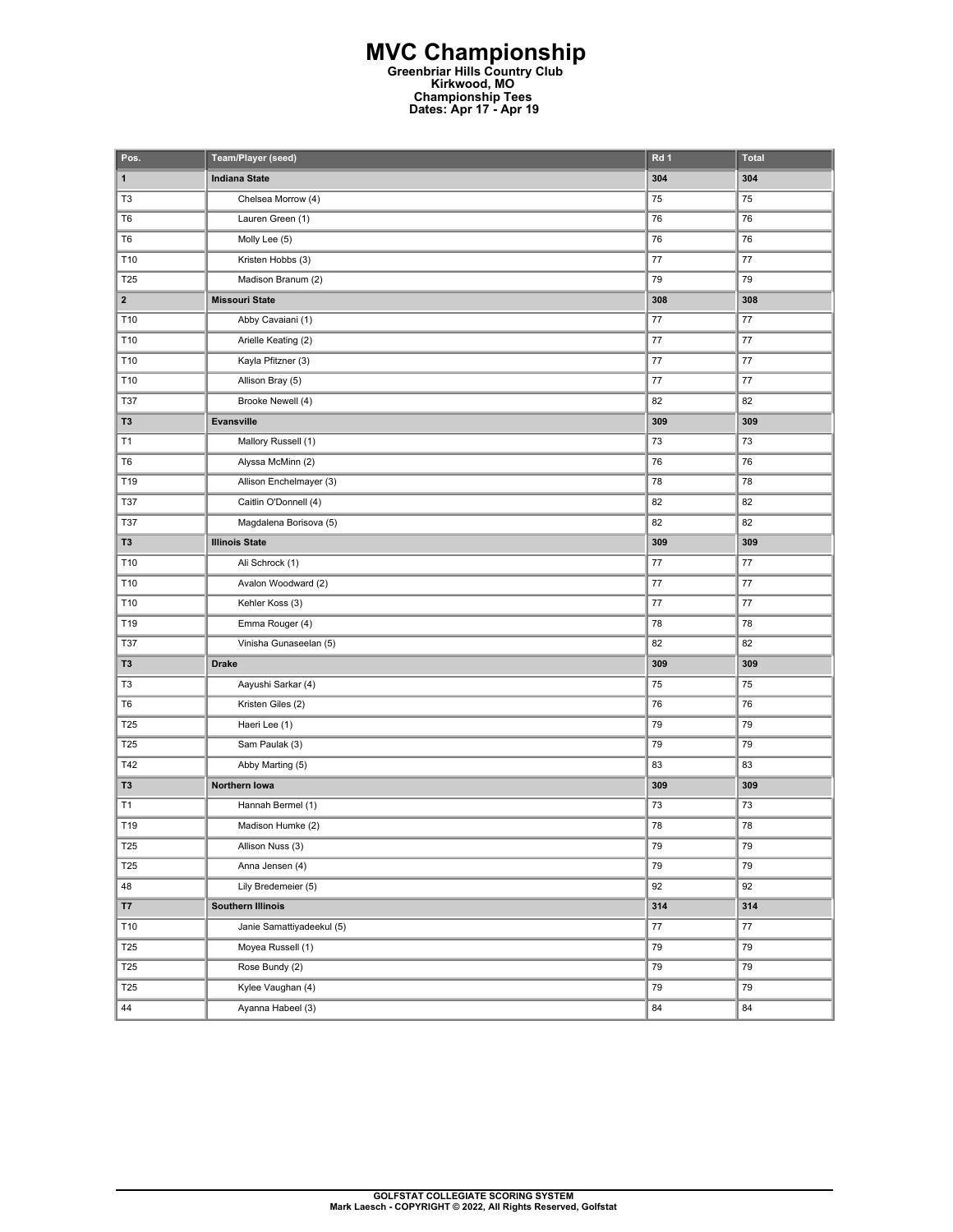# MVC Championship

**Greenbriar Hills Country Club**
**Kirkwood, MO**
**Championship Tees**
**Dates: Apr 17 - Apr 19**

| Pos. | Team/Player (seed) | Rd 1 | Total |
|---|---|---|---|
| **1** | **Indiana State** | **304** | **304** |
| T3 | Chelsea Morrow (4) | 75 | 75 |
| T6 | Lauren Green (1) | 76 | 76 |
| T6 | Molly Lee (5) | 76 | 76 |
| T10 | Kristen Hobbs (3) | 77 | 77 |
| T25 | Madison Branum (2) | 79 | 79 |
| **2** | **Missouri State** | **308** | **308** |
| T10 | Abby Cavaiani (1) | 77 | 77 |
| T10 | Arielle Keating (2) | 77 | 77 |
| T10 | Kayla Pfitzner (3) | 77 | 77 |
| T10 | Allison Bray (5) | 77 | 77 |
| T37 | Brooke Newell (4) | 82 | 82 |
| **T3** | **Evansville** | **309** | **309** |
| T1 | Mallory Russell (1) | 73 | 73 |
| T6 | Alyssa McMinn (2) | 76 | 76 |
| T19 | Allison Enchelmayer (3) | 78 | 78 |
| T37 | Caitlin O'Donnell (4) | 82 | 82 |
| T37 | Magdalena Borisova (5) | 82 | 82 |
| **T3** | **Illinois State** | **309** | **309** |
| T10 | Ali Schrock (1) | 77 | 77 |
| T10 | Avalon Woodward (2) | 77 | 77 |
| T10 | Kehler Koss (3) | 77 | 77 |
| T19 | Emma Rouger (4) | 78 | 78 |
| T37 | Vinisha Gunaseelan (5) | 82 | 82 |
| **T3** | **Drake** | **309** | **309** |
| T3 | Aayushi Sarkar (4) | 75 | 75 |
| T6 | Kristen Giles (2) | 76 | 76 |
| T25 | Haeri Lee (1) | 79 | 79 |
| T25 | Sam Paulak (3) | 79 | 79 |
| T42 | Abby Marting (5) | 83 | 83 |
| **T3** | **Northern Iowa** | **309** | **309** |
| T1 | Hannah Bermel (1) | 73 | 73 |
| T19 | Madison Humke (2) | 78 | 78 |
| T25 | Allison Nuss (3) | 79 | 79 |
| T25 | Anna Jensen (4) | 79 | 79 |
| 48 | Lily Bredemeier (5) | 92 | 92 |
| **T7** | **Southern Illinois** | **314** | **314** |
| T10 | Janie Samattiyadeekul (5) | 77 | 77 |
| T25 | Moyea Russell (1) | 79 | 79 |
| T25 | Rose Bundy (2) | 79 | 79 |
| T25 | Kylee Vaughan (4) | 79 | 79 |
| 44 | Ayanna Habeel (3) | 84 | 84 |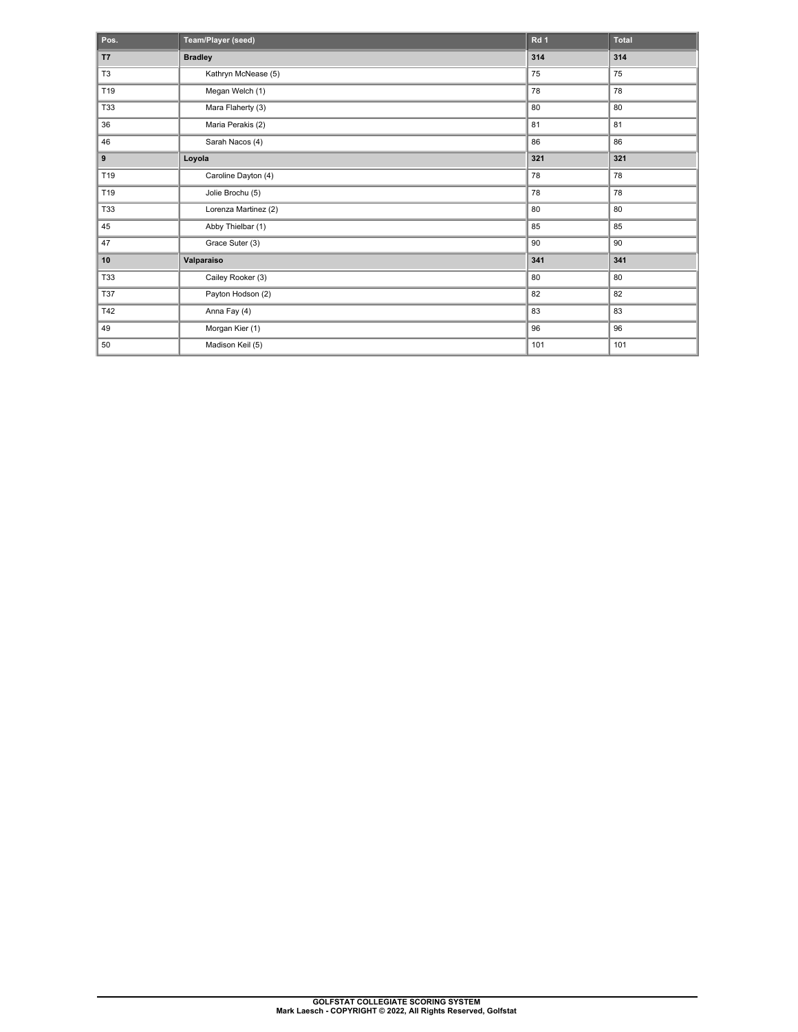| Pos. | Team/Player (seed) | Rd 1 | Total |
| --- | --- | --- | --- |
| **T7** | **Bradley** | **314** | **314** |
| T3 | Kathryn McNease (5) | 75 | 75 |
| T19 | Megan Welch (1) | 78 | 78 |
| T33 | Mara Flaherty (3) | 80 | 80 |
| 36 | Maria Perakis (2) | 81 | 81 |
| 46 | Sarah Nacos (4) | 86 | 86 |
| **9** | **Loyola** | **321** | **321** |
| T19 | Caroline Dayton (4) | 78 | 78 |
| T19 | Jolie Brochu (5) | 78 | 78 |
| T33 | Lorenza Martinez (2) | 80 | 80 |
| 45 | Abby Thielbar (1) | 85 | 85 |
| 47 | Grace Suter (3) | 90 | 90 |
| **10** | **Valparaiso** | **341** | **341** |
| T33 | Cailey Rooker (3) | 80 | 80 |
| T37 | Payton Hodson (2) | 82 | 82 |
| T42 | Anna Fay (4) | 83 | 83 |
| 49 | Morgan Kier (1) | 96 | 96 |
| 50 | Madison Keil (5) | 101 | 101 |

**GOLFSTAT COLLEGIATE SCORING SYSTEM**
**Mark Laesch - COPYRIGHT © 2022, All Rights Reserved, Golfstat**